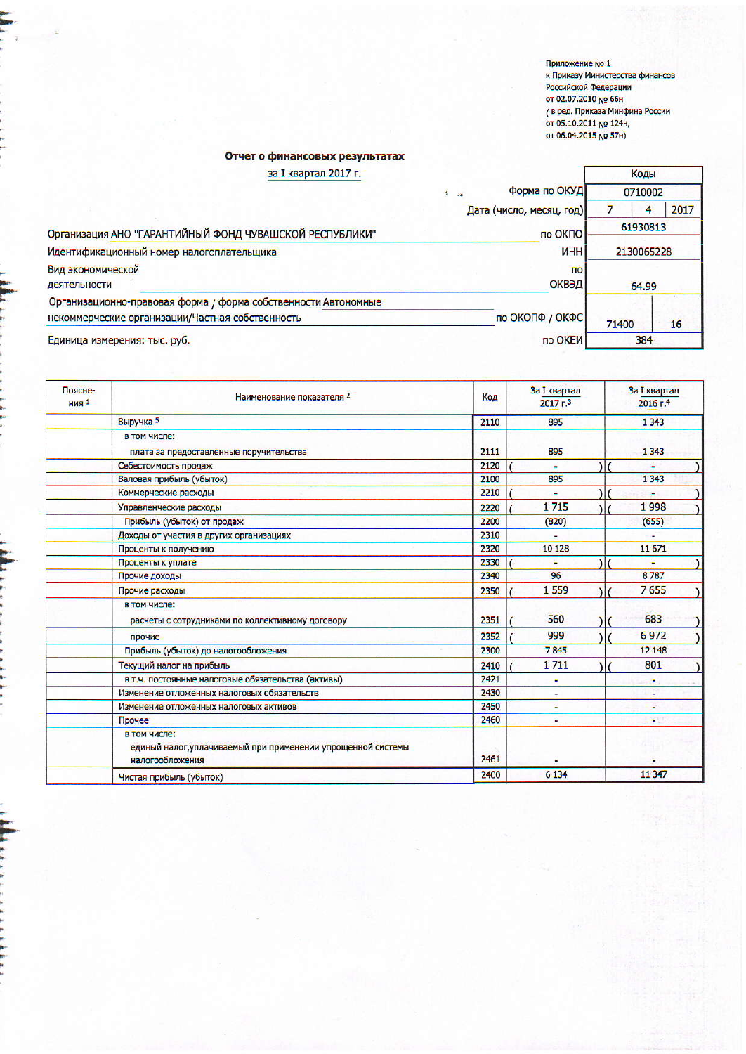Приложение № 1
к Приказу Министерства финансов
Российской Федерации
от 02.07.2010 № 66н
(в ред. Приказа Минфина России
от 05.10.2011 № 124н,
от 06.04.2015 № 57н)

# Отчет о финансовых результатах

за I квартал 2017 г.

| | | Коды | | |
|---|---|---|---|---|
| | Форма по ОКУД | 0710002 | | |
| | Дата (число, месяц, год) | 7 | 4 | 2017 |
| Организация АНО "ГАРАНТИЙНЫЙ ФОНД ЧУВАШСКОЙ РЕСПУБЛИКИ" | по ОКПО | 61930813 | | |
| Идентификационный номер налогоплательщика | ИНН | 2130065228 | | |
| Вид экономической деятельности | по ОКВЭД | 64.99 | | |
| Организационно-правовая форма / форма собственности Автономные некоммерческие организации/Частная собственность | по ОКОПФ / ОКФС | 71400 | 16 | |
| Единица измерения: тыс. руб. | по ОКЕИ | 384 | | |

| Пояснения [1] | Наименование показателя [2] | Код | За I квартал 2017 г.[3] | За I квартал 2016 г.[4] |
|---|---|---|---|---|
| | Выручка [5] | 2110 | 895 | 1 343 |
| | в том числе: плата за предоставленные поручительства | 2111 | 895 | 1 343 |
| | Себестоимость продаж | 2120 | ( - ) | ( - ) |
| | Валовая прибыль (убыток) | 2100 | 895 | 1 343 |
| | Коммерческие расходы | 2210 | ( - ) | ( - ) |
| | Управленческие расходы | 2220 | ( 1 715 ) | ( 1 998 ) |
| | Прибыль (убыток) от продаж | 2200 | (820) | (655) |
| | Доходы от участия в других организациях | 2310 | - | - |
| | Проценты к получению | 2320 | 10 128 | 11 671 |
| | Проценты к уплате | 2330 | ( - ) | ( - ) |
| | Прочие доходы | 2340 | 96 | 8 787 |
| | Прочие расходы | 2350 | ( 1 559 ) | ( 7 655 ) |
| | в том числе: расчеты с сотрудниками по коллективному договору | 2351 | ( 560 ) | ( 683 ) |
| | прочие | 2352 | ( 999 ) | ( 6 972 ) |
| | Прибыль (убыток) до налогообложения | 2300 | 7 845 | 12 148 |
| | Текущий налог на прибыль | 2410 | ( 1 711 ) | ( 801 ) |
| | в т.ч. постоянные налоговые обязательства (активы) | 2421 | - | - |
| | Изменение отложенных налоговых обязательств | 2430 | - | - |
| | Изменение отложенных налоговых активов | 2450 | - | - |
| | Прочее | 2460 | - | - |
| | в том числе: единый налог,уплачиваемый при применении упрощенной системы налогообложения | 2461 | - | - |
| | Чистая прибыль (убыток) | 2400 | 6 134 | 11 347 |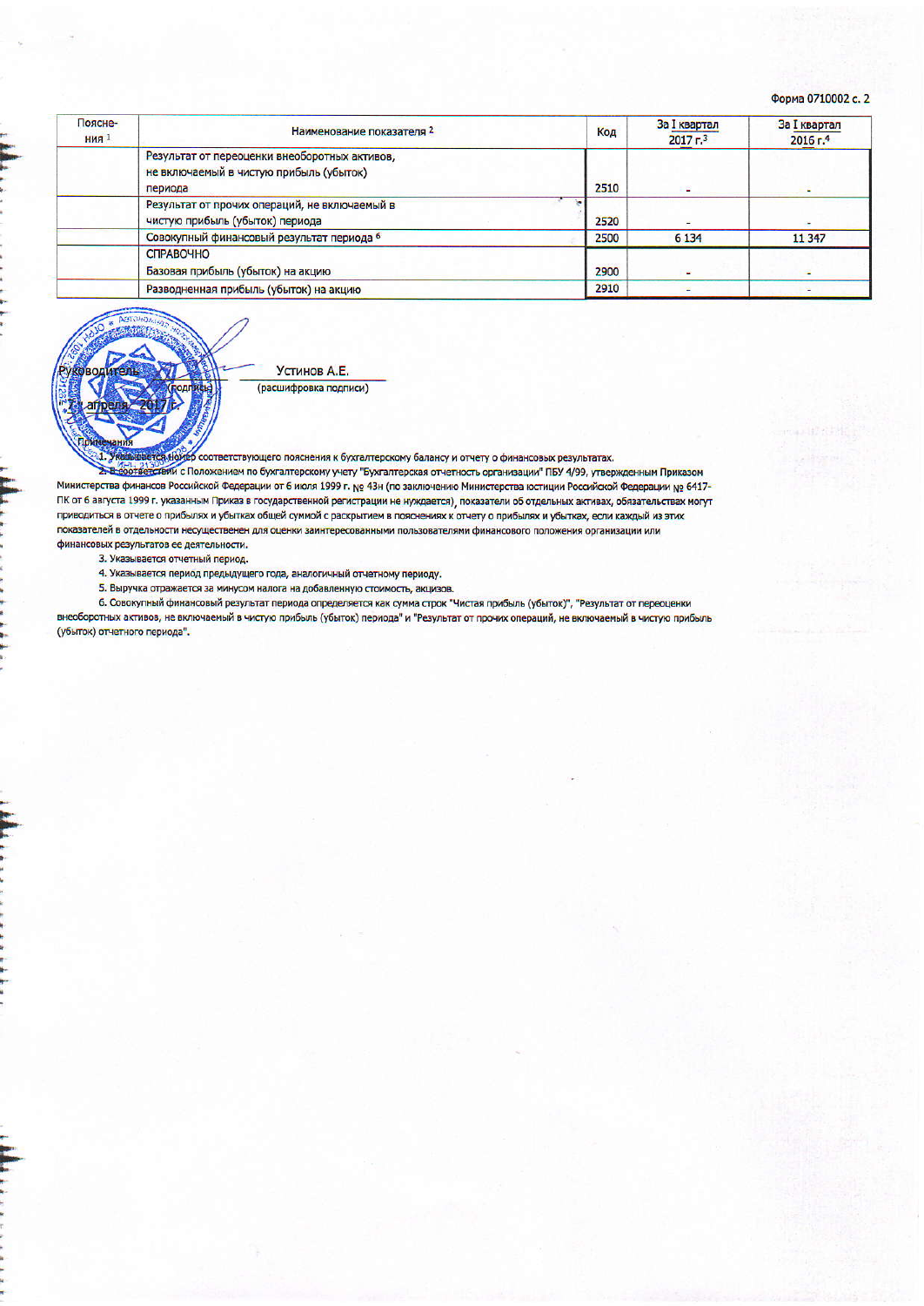Форма 0710002 с. 2

| Поясне-ния [1] | Наименование показателя [2] | Код | За I квартал 2017 г.[3] | За I квартал 2016 г.[4] |
|---|---|---|---|---|
| | Результат от переоценки внеоборотных активов, не включаемый в чистую прибыль (убыток) периода | 2510 | - | - |
| | Результат от прочих операций, не включаемый в чистую прибыль (убыток) периода | 2520 | - | - |
| | Совокупный финансовый результат периода [6] | 2500 | 6 134 | 11 347 |
| | СПРАВОЧНО Базовая прибыль (убыток) на акцию | 2900 | - | - |
| | Разводненная прибыль (убыток) на акцию | 2910 | - | - |

Руководитель ____________ (подпись) Устинов А.Е. (расшифровка подписи)

"21" апреля 2017 г.

Примечания

1. Указывается номер соответствующего пояснения к бухгалтерскому балансу и отчету о финансовых результатах.

2. В соответствии с Положением по бухгалтерскому учету "Бухгалтерская отчетность организации" ПБУ 4/99, утвержденным Приказом Министерства финансов Российской Федерации от 6 июля 1999 г. № 43н (по заключению Министерства юстиции Российской Федерации № 6417-ПК от 6 августа 1999 г. указанным Приказ в государственной регистрации не нуждается), показатели об отдельных активах, обязательствах могут приводиться в отчете о прибылях и убытках общей суммой с раскрытием в пояснениях к отчету о прибылях и убытках, если каждый из этих показателей в отдельности несущественен для оценки заинтересованными пользователями финансового положения организации или финансовых результатов ее деятельности.

3. Указывается отчетный период.

4. Указывается период предыдущего года, аналогичный отчетному периоду.

5. Выручка отражается за минусом налога на добавленную стоимость, акцизов.

6. Совокупный финансовый результат периода определяется как сумма строк "Чистая прибыль (убыток)", "Результат от переоценки внеоборотных активов, не включаемый в чистую прибыль (убыток) периода" и "Результат от прочих операций, не включаемый в чистую прибыль (убыток) отчетного периода".